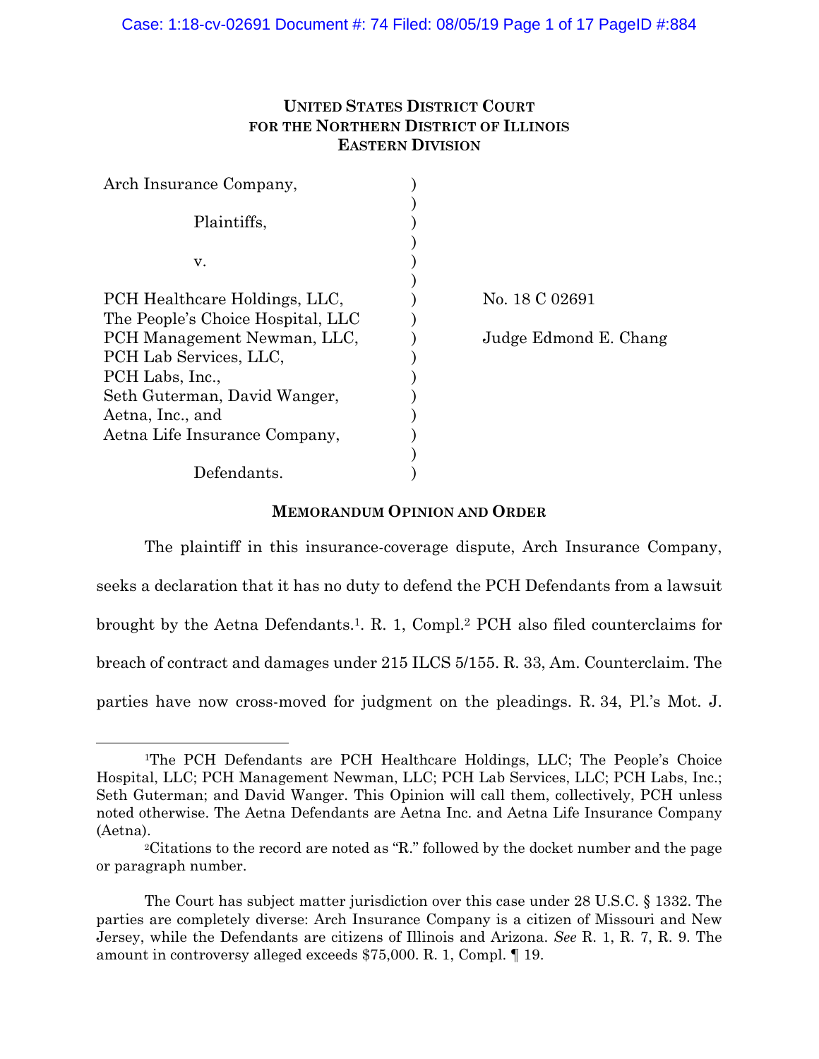**UNITED STATES DISTRICT COURT**
**FOR THE NORTHERN DISTRICT OF ILLINOIS**
**EASTERN DIVISION**

| | |
|---|---|
| Arch Insurance Company,<br><br>Plaintiffs,<br><br>v.<br><br>PCH Healthcare Holdings, LLC,<br>The People's Choice Hospital, LLC<br>PCH Management Newman, LLC,<br>PCH Lab Services, LLC,<br>PCH Labs, Inc.,<br>Seth Guterman, David Wanger,<br>Aetna, Inc., and<br>Aetna Life Insurance Company,<br><br>Defendants. | No. 18 C 02691<br><br>Judge Edmond E. Chang |

**MEMORANDUM OPINION AND ORDER**

The plaintiff in this insurance-coverage dispute, Arch Insurance Company, seeks a declaration that it has no duty to defend the PCH Defendants from a lawsuit brought by the Aetna Defendants.[1]. R. 1, Compl.[2] PCH also filed counterclaims for breach of contract and damages under 215 ILCS 5/155. R. 33, Am. Counterclaim. The parties have now cross-moved for judgment on the pleadings. R. 34, Pl.'s Mot. J.

---

[1]The PCH Defendants are PCH Healthcare Holdings, LLC; The People's Choice Hospital, LLC; PCH Management Newman, LLC; PCH Lab Services, LLC; PCH Labs, Inc.; Seth Guterman; and David Wanger. This Opinion will call them, collectively, PCH unless noted otherwise. The Aetna Defendants are Aetna Inc. and Aetna Life Insurance Company (Aetna).

[2]Citations to the record are noted as "R." followed by the docket number and the page or paragraph number.

The Court has subject matter jurisdiction over this case under 28 U.S.C. § 1332. The parties are completely diverse: Arch Insurance Company is a citizen of Missouri and New Jersey, while the Defendants are citizens of Illinois and Arizona. *See* R. 1, R. 7, R. 9. The amount in controversy alleged exceeds $75,000. R. 1, Compl. ¶ 19.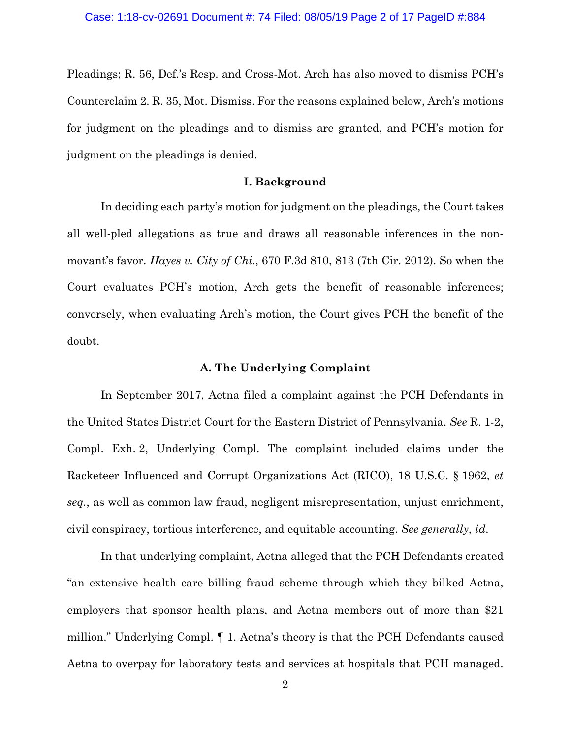Pleadings; R. 56, Def.'s Resp. and Cross-Mot. Arch has also moved to dismiss PCH's Counterclaim 2. R. 35, Mot. Dismiss. For the reasons explained below, Arch's motions for judgment on the pleadings and to dismiss are granted, and PCH's motion for judgment on the pleadings is denied.

## I. Background

In deciding each party's motion for judgment on the pleadings, the Court takes all well-pled allegations as true and draws all reasonable inferences in the non-movant's favor. *Hayes v. City of Chi.*, 670 F.3d 810, 813 (7th Cir. 2012). So when the Court evaluates PCH's motion, Arch gets the benefit of reasonable inferences; conversely, when evaluating Arch's motion, the Court gives PCH the benefit of the doubt.

### A. The Underlying Complaint

In September 2017, Aetna filed a complaint against the PCH Defendants in the United States District Court for the Eastern District of Pennsylvania. *See* R. 1-2, Compl. Exh. 2, Underlying Compl. The complaint included claims under the Racketeer Influenced and Corrupt Organizations Act (RICO), 18 U.S.C. § 1962, *et seq.*, as well as common law fraud, negligent misrepresentation, unjust enrichment, civil conspiracy, tortious interference, and equitable accounting. *See generally, id.*

In that underlying complaint, Aetna alleged that the PCH Defendants created "an extensive health care billing fraud scheme through which they bilked Aetna, employers that sponsor health plans, and Aetna members out of more than $21 million." Underlying Compl. ¶ 1. Aetna's theory is that the PCH Defendants caused Aetna to overpay for laboratory tests and services at hospitals that PCH managed.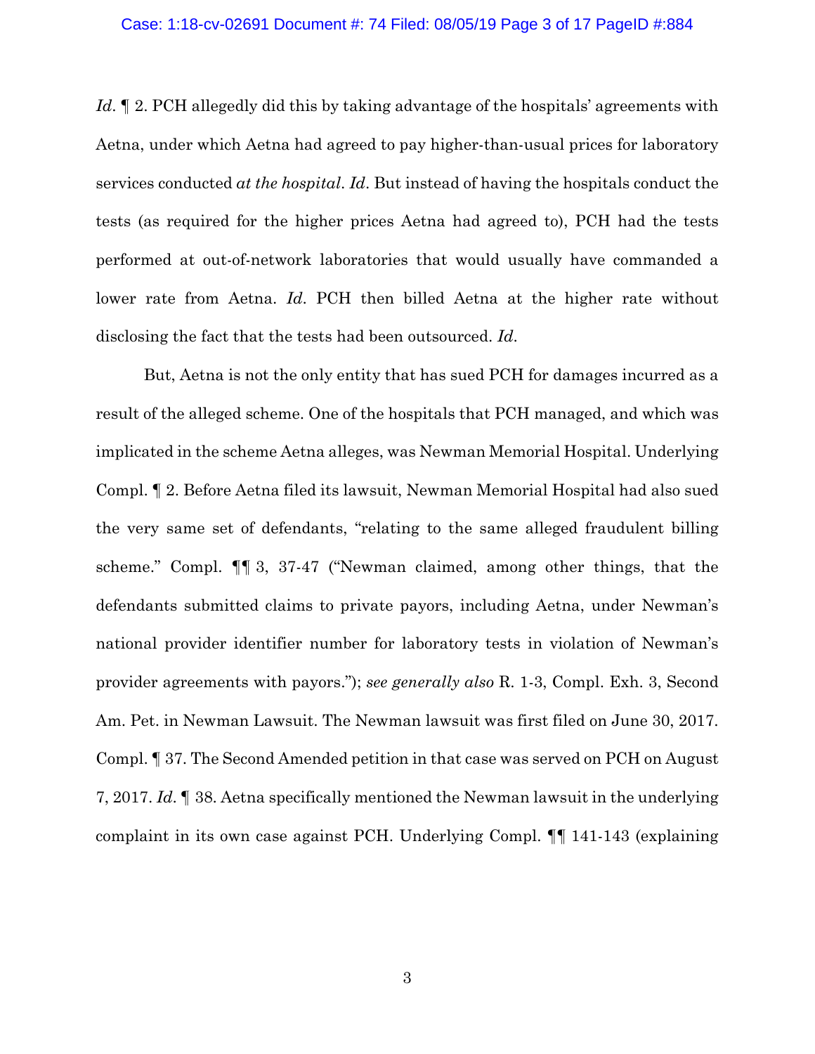*Id*. ¶ 2. PCH allegedly did this by taking advantage of the hospitals' agreements with Aetna, under which Aetna had agreed to pay higher-than-usual prices for laboratory services conducted *at the hospital*. *Id*. But instead of having the hospitals conduct the tests (as required for the higher prices Aetna had agreed to), PCH had the tests performed at out-of-network laboratories that would usually have commanded a lower rate from Aetna. *Id*. PCH then billed Aetna at the higher rate without disclosing the fact that the tests had been outsourced. *Id*.

But, Aetna is not the only entity that has sued PCH for damages incurred as a result of the alleged scheme. One of the hospitals that PCH managed, and which was implicated in the scheme Aetna alleges, was Newman Memorial Hospital. Underlying Compl. ¶ 2. Before Aetna filed its lawsuit, Newman Memorial Hospital had also sued the very same set of defendants, "relating to the same alleged fraudulent billing scheme." Compl. ¶¶ 3, 37-47 ("Newman claimed, among other things, that the defendants submitted claims to private payors, including Aetna, under Newman's national provider identifier number for laboratory tests in violation of Newman's provider agreements with payors."); *see generally also* R. 1-3, Compl. Exh. 3, Second Am. Pet. in Newman Lawsuit. The Newman lawsuit was first filed on June 30, 2017. Compl. ¶ 37. The Second Amended petition in that case was served on PCH on August 7, 2017. *Id*. ¶ 38. Aetna specifically mentioned the Newman lawsuit in the underlying complaint in its own case against PCH. Underlying Compl. ¶¶ 141-143 (explaining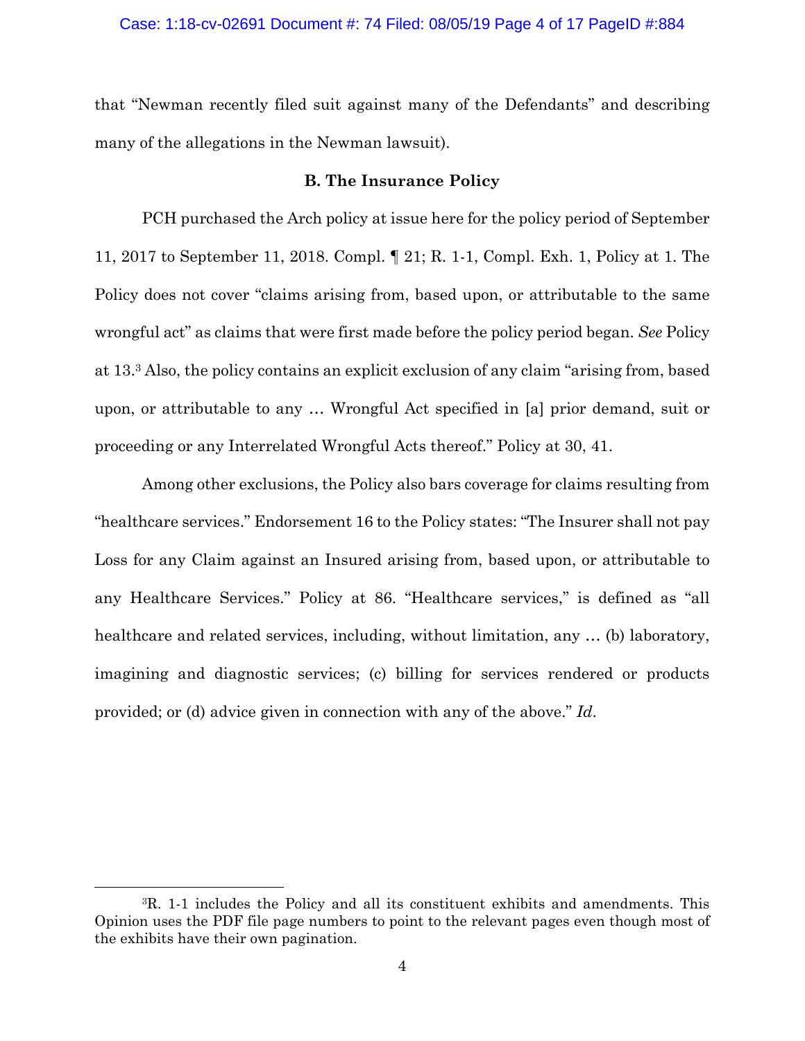that "Newman recently filed suit against many of the Defendants" and describing many of the allegations in the Newman lawsuit).

### B. The Insurance Policy

PCH purchased the Arch policy at issue here for the policy period of September 11, 2017 to September 11, 2018. Compl. ¶ 21; R. 1-1, Compl. Exh. 1, Policy at 1. The Policy does not cover "claims arising from, based upon, or attributable to the same wrongful act" as claims that were first made before the policy period began. *See* Policy at 13.[3] Also, the policy contains an explicit exclusion of any claim "arising from, based upon, or attributable to any … Wrongful Act specified in [a] prior demand, suit or proceeding or any Interrelated Wrongful Acts thereof." Policy at 30, 41.

Among other exclusions, the Policy also bars coverage for claims resulting from "healthcare services." Endorsement 16 to the Policy states: "The Insurer shall not pay Loss for any Claim against an Insured arising from, based upon, or attributable to any Healthcare Services." Policy at 86. "Healthcare services," is defined as "all healthcare and related services, including, without limitation, any … (b) laboratory, imagining and diagnostic services; (c) billing for services rendered or products provided; or (d) advice given in connection with any of the above." *Id*.

---

[3] R. 1-1 includes the Policy and all its constituent exhibits and amendments. This Opinion uses the PDF file page numbers to point to the relevant pages even though most of the exhibits have their own pagination.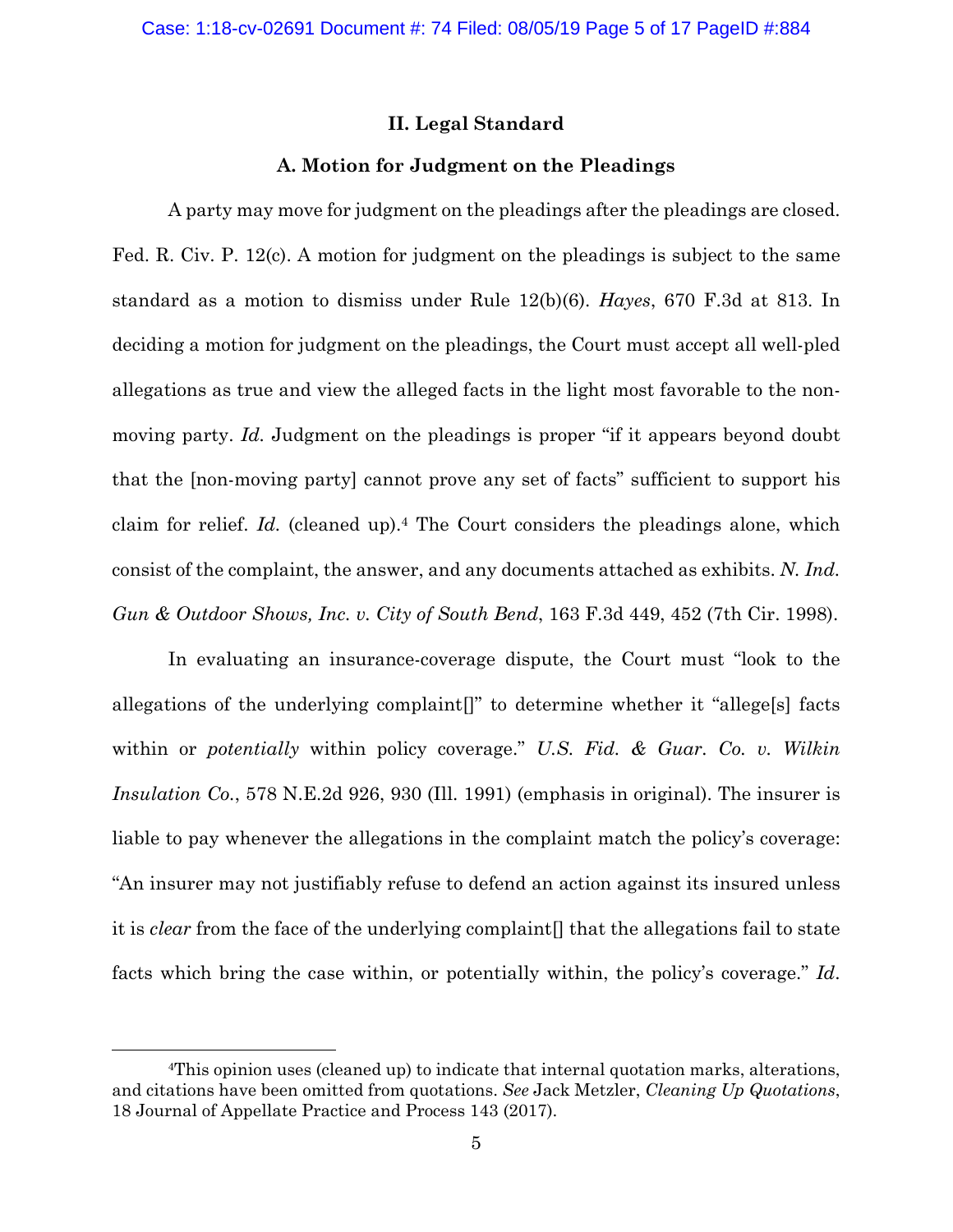## II. Legal Standard

### A. Motion for Judgment on the Pleadings

A party may move for judgment on the pleadings after the pleadings are closed. Fed. R. Civ. P. 12(c). A motion for judgment on the pleadings is subject to the same standard as a motion to dismiss under Rule 12(b)(6). *Hayes*, 670 F.3d at 813. In deciding a motion for judgment on the pleadings, the Court must accept all well-pled allegations as true and view the alleged facts in the light most favorable to the non-moving party. *Id.* Judgment on the pleadings is proper "if it appears beyond doubt that the [non-moving party] cannot prove any set of facts" sufficient to support his claim for relief. *Id.* (cleaned up).[4] The Court considers the pleadings alone, which consist of the complaint, the answer, and any documents attached as exhibits. *N. Ind. Gun & Outdoor Shows, Inc. v. City of South Bend*, 163 F.3d 449, 452 (7th Cir. 1998).

In evaluating an insurance-coverage dispute, the Court must "look to the allegations of the underlying complaint[]" to determine whether it "allege[s] facts within or *potentially* within policy coverage." *U.S. Fid. & Guar. Co. v. Wilkin Insulation Co.*, 578 N.E.2d 926, 930 (Ill. 1991) (emphasis in original). The insurer is liable to pay whenever the allegations in the complaint match the policy's coverage: "An insurer may not justifiably refuse to defend an action against its insured unless it is *clear* from the face of the underlying complaint[] that the allegations fail to state facts which bring the case within, or potentially within, the policy's coverage." *Id.*

[4]This opinion uses (cleaned up) to indicate that internal quotation marks, alterations, and citations have been omitted from quotations. *See* Jack Metzler, *Cleaning Up Quotations*, 18 Journal of Appellate Practice and Process 143 (2017).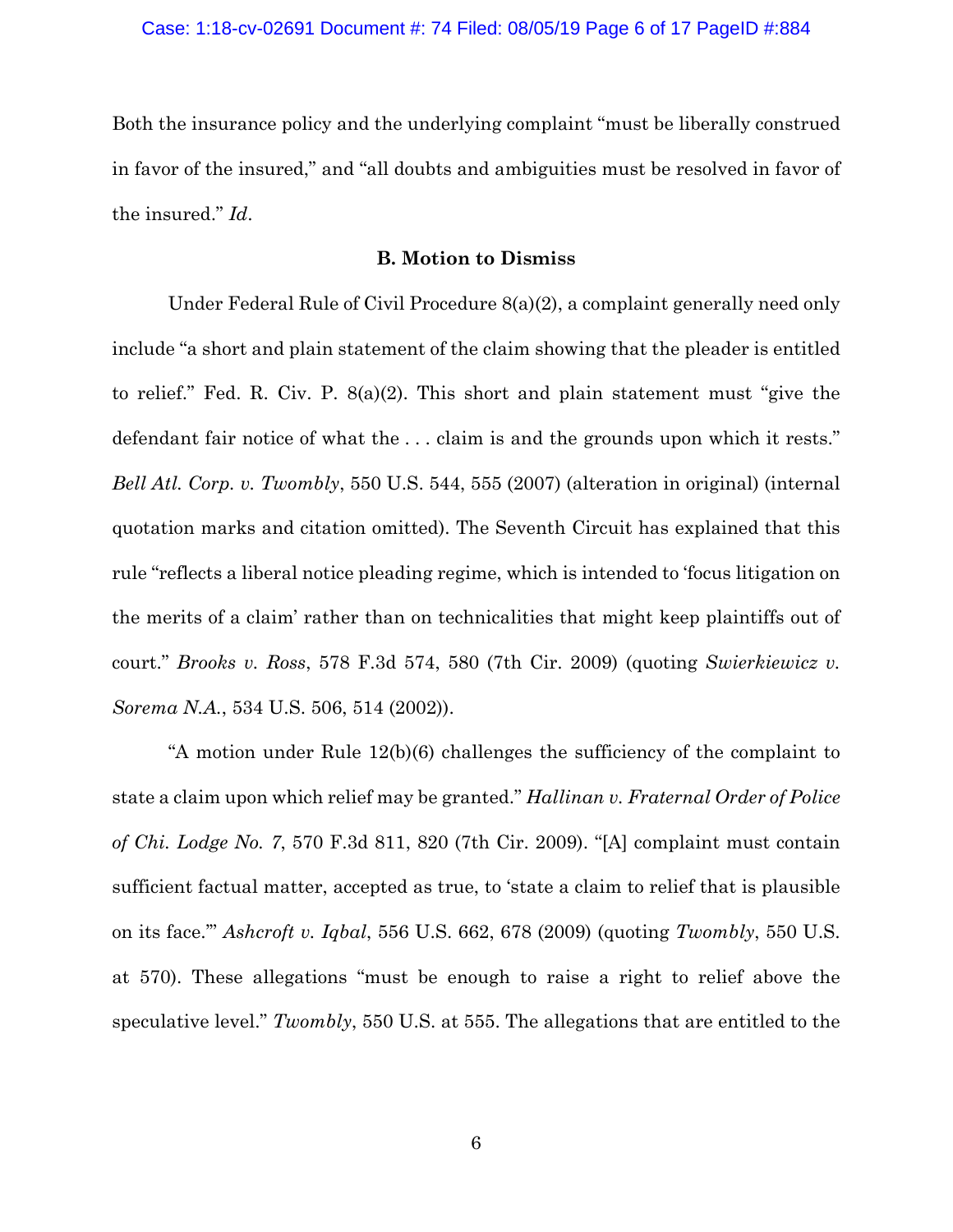Both the insurance policy and the underlying complaint "must be liberally construed in favor of the insured," and "all doubts and ambiguities must be resolved in favor of the insured." *Id*.

### B. Motion to Dismiss

Under Federal Rule of Civil Procedure 8(a)(2), a complaint generally need only include "a short and plain statement of the claim showing that the pleader is entitled to relief." Fed. R. Civ. P. 8(a)(2). This short and plain statement must "give the defendant fair notice of what the . . . claim is and the grounds upon which it rests." *Bell Atl. Corp. v. Twombly*, 550 U.S. 544, 555 (2007) (alteration in original) (internal quotation marks and citation omitted). The Seventh Circuit has explained that this rule "reflects a liberal notice pleading regime, which is intended to 'focus litigation on the merits of a claim' rather than on technicalities that might keep plaintiffs out of court." *Brooks v. Ross*, 578 F.3d 574, 580 (7th Cir. 2009) (quoting *Swierkiewicz v. Sorema N.A.*, 534 U.S. 506, 514 (2002)).

"A motion under Rule 12(b)(6) challenges the sufficiency of the complaint to state a claim upon which relief may be granted." *Hallinan v. Fraternal Order of Police of Chi. Lodge No. 7*, 570 F.3d 811, 820 (7th Cir. 2009). "[A] complaint must contain sufficient factual matter, accepted as true, to 'state a claim to relief that is plausible on its face.'" *Ashcroft v. Iqbal*, 556 U.S. 662, 678 (2009) (quoting *Twombly*, 550 U.S. at 570). These allegations "must be enough to raise a right to relief above the speculative level." *Twombly*, 550 U.S. at 555. The allegations that are entitled to the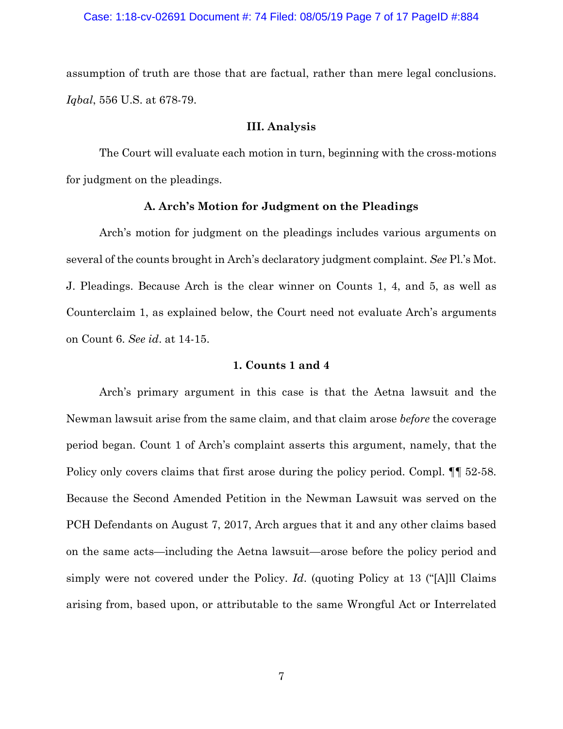assumption of truth are those that are factual, rather than mere legal conclusions. *Iqbal*, 556 U.S. at 678-79.

## III. Analysis

The Court will evaluate each motion in turn, beginning with the cross-motions for judgment on the pleadings.

### A. Arch's Motion for Judgment on the Pleadings

Arch's motion for judgment on the pleadings includes various arguments on several of the counts brought in Arch's declaratory judgment complaint. *See* Pl.'s Mot. J. Pleadings. Because Arch is the clear winner on Counts 1, 4, and 5, as well as Counterclaim 1, as explained below, the Court need not evaluate Arch's arguments on Count 6. *See id*. at 14-15.

#### 1. Counts 1 and 4

Arch's primary argument in this case is that the Aetna lawsuit and the Newman lawsuit arise from the same claim, and that claim arose *before* the coverage period began. Count 1 of Arch's complaint asserts this argument, namely, that the Policy only covers claims that first arose during the policy period. Compl. ¶¶ 52-58. Because the Second Amended Petition in the Newman Lawsuit was served on the PCH Defendants on August 7, 2017, Arch argues that it and any other claims based on the same acts—including the Aetna lawsuit—arose before the policy period and simply were not covered under the Policy. *Id*. (quoting Policy at 13 ("[A]ll Claims arising from, based upon, or attributable to the same Wrongful Act or Interrelated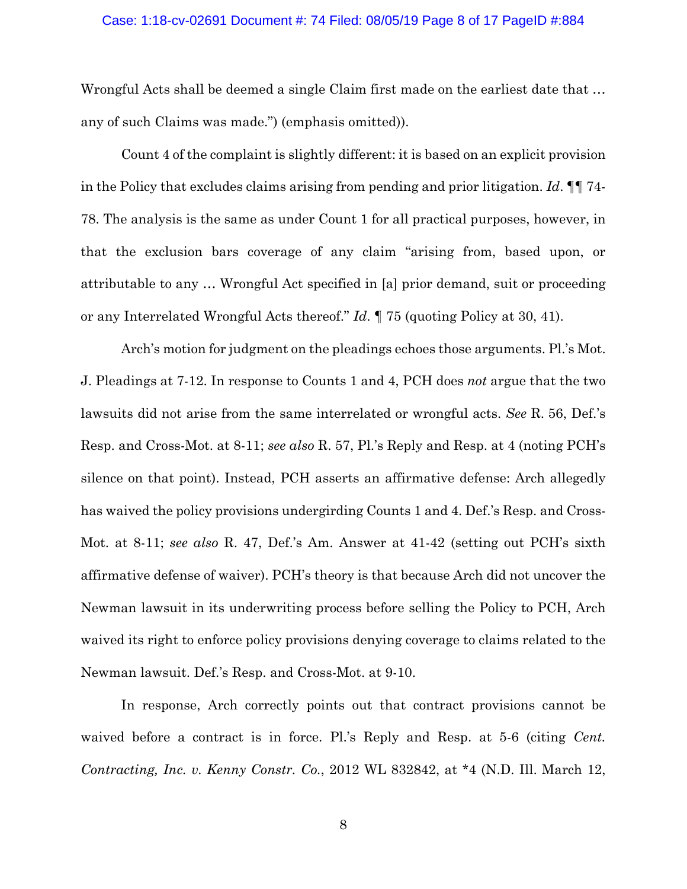Wrongful Acts shall be deemed a single Claim first made on the earliest date that … any of such Claims was made.") (emphasis omitted)).

Count 4 of the complaint is slightly different: it is based on an explicit provision in the Policy that excludes claims arising from pending and prior litigation. *Id*. ¶¶ 74-78. The analysis is the same as under Count 1 for all practical purposes, however, in that the exclusion bars coverage of any claim "arising from, based upon, or attributable to any … Wrongful Act specified in [a] prior demand, suit or proceeding or any Interrelated Wrongful Acts thereof." *Id*. ¶ 75 (quoting Policy at 30, 41).

Arch's motion for judgment on the pleadings echoes those arguments. Pl.'s Mot. J. Pleadings at 7-12. In response to Counts 1 and 4, PCH does *not* argue that the two lawsuits did not arise from the same interrelated or wrongful acts. *See* R. 56, Def.'s Resp. and Cross-Mot. at 8-11; *see also* R. 57, Pl.'s Reply and Resp. at 4 (noting PCH's silence on that point). Instead, PCH asserts an affirmative defense: Arch allegedly has waived the policy provisions undergirding Counts 1 and 4. Def.'s Resp. and Cross-Mot. at 8-11; *see also* R. 47, Def.'s Am. Answer at 41-42 (setting out PCH's sixth affirmative defense of waiver). PCH's theory is that because Arch did not uncover the Newman lawsuit in its underwriting process before selling the Policy to PCH, Arch waived its right to enforce policy provisions denying coverage to claims related to the Newman lawsuit. Def.'s Resp. and Cross-Mot. at 9-10.

In response, Arch correctly points out that contract provisions cannot be waived before a contract is in force. Pl.'s Reply and Resp. at 5-6 (citing *Cent. Contracting, Inc. v. Kenny Constr. Co.*, 2012 WL 832842, at \*4 (N.D. Ill. March 12,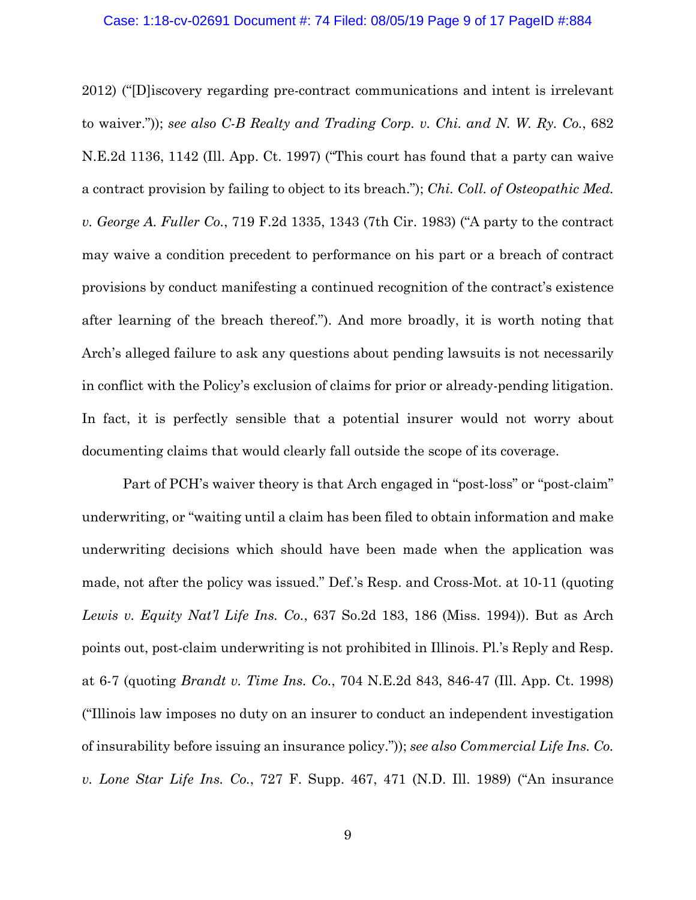2012) ("[D]iscovery regarding pre-contract communications and intent is irrelevant to waiver.")); *see also C-B Realty and Trading Corp. v. Chi. and N. W. Ry. Co.*, 682 N.E.2d 1136, 1142 (Ill. App. Ct. 1997) ("This court has found that a party can waive a contract provision by failing to object to its breach."); *Chi. Coll. of Osteopathic Med. v. George A. Fuller Co.*, 719 F.2d 1335, 1343 (7th Cir. 1983) ("A party to the contract may waive a condition precedent to performance on his part or a breach of contract provisions by conduct manifesting a continued recognition of the contract's existence after learning of the breach thereof."). And more broadly, it is worth noting that Arch's alleged failure to ask any questions about pending lawsuits is not necessarily in conflict with the Policy's exclusion of claims for prior or already-pending litigation. In fact, it is perfectly sensible that a potential insurer would not worry about documenting claims that would clearly fall outside the scope of its coverage.

Part of PCH's waiver theory is that Arch engaged in "post-loss" or "post-claim" underwriting, or "waiting until a claim has been filed to obtain information and make underwriting decisions which should have been made when the application was made, not after the policy was issued." Def.'s Resp. and Cross-Mot. at 10-11 (quoting *Lewis v. Equity Nat'l Life Ins. Co.*, 637 So.2d 183, 186 (Miss. 1994)). But as Arch points out, post-claim underwriting is not prohibited in Illinois. Pl.'s Reply and Resp. at 6-7 (quoting *Brandt v. Time Ins. Co.*, 704 N.E.2d 843, 846-47 (Ill. App. Ct. 1998) ("Illinois law imposes no duty on an insurer to conduct an independent investigation of insurability before issuing an insurance policy.")); *see also Commercial Life Ins. Co. v. Lone Star Life Ins. Co.*, 727 F. Supp. 467, 471 (N.D. Ill. 1989) ("An insurance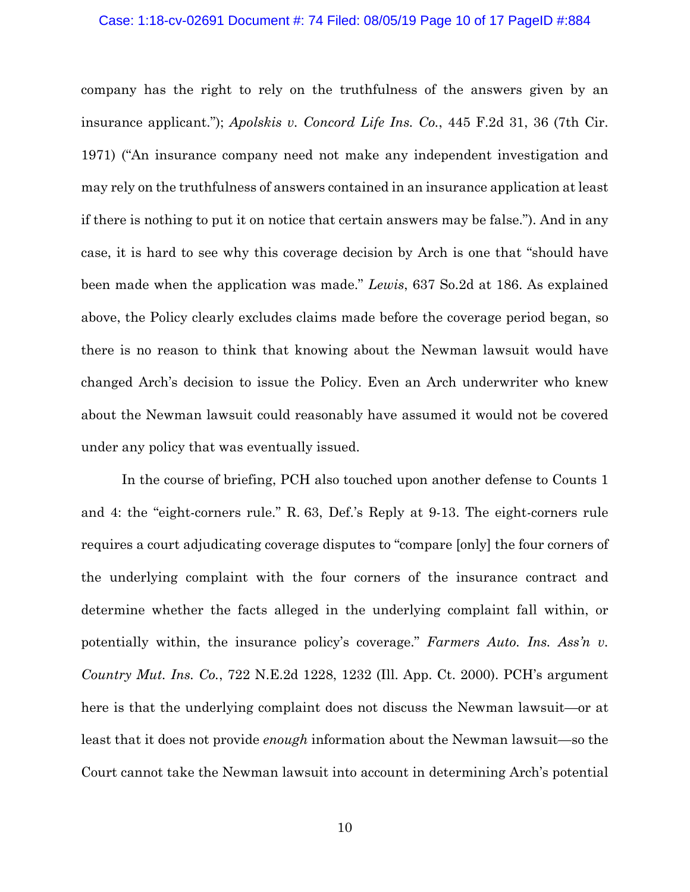company has the right to rely on the truthfulness of the answers given by an insurance applicant."); *Apolskis v. Concord Life Ins. Co.*, 445 F.2d 31, 36 (7th Cir. 1971) ("An insurance company need not make any independent investigation and may rely on the truthfulness of answers contained in an insurance application at least if there is nothing to put it on notice that certain answers may be false."). And in any case, it is hard to see why this coverage decision by Arch is one that "should have been made when the application was made." *Lewis*, 637 So.2d at 186. As explained above, the Policy clearly excludes claims made before the coverage period began, so there is no reason to think that knowing about the Newman lawsuit would have changed Arch's decision to issue the Policy. Even an Arch underwriter who knew about the Newman lawsuit could reasonably have assumed it would not be covered under any policy that was eventually issued.

In the course of briefing, PCH also touched upon another defense to Counts 1 and 4: the "eight-corners rule." R. 63, Def.'s Reply at 9-13. The eight-corners rule requires a court adjudicating coverage disputes to "compare [only] the four corners of the underlying complaint with the four corners of the insurance contract and determine whether the facts alleged in the underlying complaint fall within, or potentially within, the insurance policy's coverage." *Farmers Auto. Ins. Ass'n v. Country Mut. Ins. Co.*, 722 N.E.2d 1228, 1232 (Ill. App. Ct. 2000). PCH's argument here is that the underlying complaint does not discuss the Newman lawsuit—or at least that it does not provide *enough* information about the Newman lawsuit—so the Court cannot take the Newman lawsuit into account in determining Arch's potential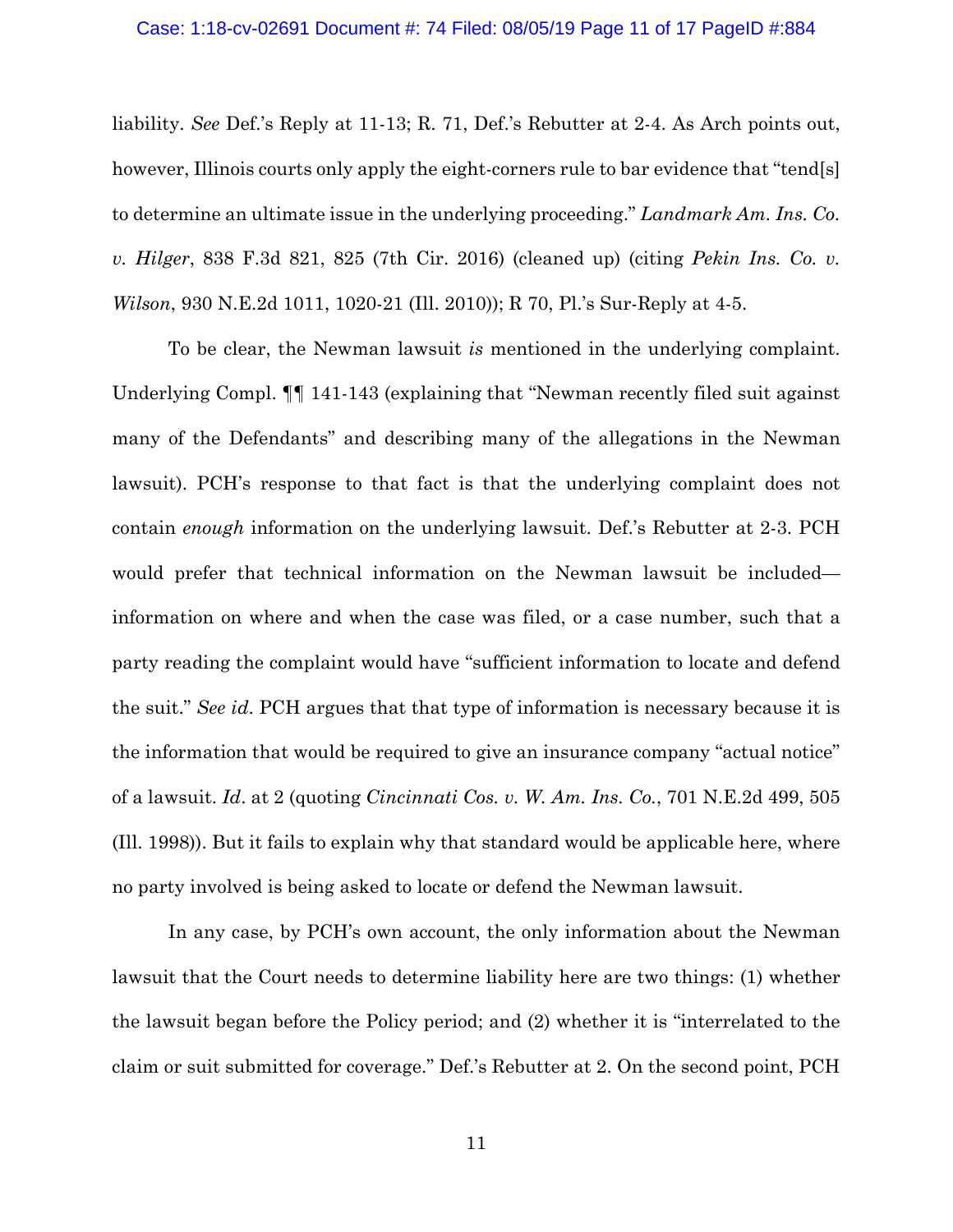liability. *See* Def.'s Reply at 11-13; R. 71, Def.'s Rebutter at 2-4. As Arch points out, however, Illinois courts only apply the eight-corners rule to bar evidence that "tend[s] to determine an ultimate issue in the underlying proceeding." *Landmark Am. Ins. Co. v. Hilger*, 838 F.3d 821, 825 (7th Cir. 2016) (cleaned up) (citing *Pekin Ins. Co. v. Wilson*, 930 N.E.2d 1011, 1020-21 (Ill. 2010)); R 70, Pl.'s Sur-Reply at 4-5.

To be clear, the Newman lawsuit *is* mentioned in the underlying complaint. Underlying Compl. ¶¶ 141-143 (explaining that "Newman recently filed suit against many of the Defendants" and describing many of the allegations in the Newman lawsuit). PCH's response to that fact is that the underlying complaint does not contain *enough* information on the underlying lawsuit. Def.'s Rebutter at 2-3. PCH would prefer that technical information on the Newman lawsuit be included—information on where and when the case was filed, or a case number, such that a party reading the complaint would have "sufficient information to locate and defend the suit." *See id*. PCH argues that that type of information is necessary because it is the information that would be required to give an insurance company "actual notice" of a lawsuit. *Id*. at 2 (quoting *Cincinnati Cos. v. W. Am. Ins. Co.*, 701 N.E.2d 499, 505 (Ill. 1998)). But it fails to explain why that standard would be applicable here, where no party involved is being asked to locate or defend the Newman lawsuit.

In any case, by PCH's own account, the only information about the Newman lawsuit that the Court needs to determine liability here are two things: (1) whether the lawsuit began before the Policy period; and (2) whether it is "interrelated to the claim or suit submitted for coverage." Def.'s Rebutter at 2. On the second point, PCH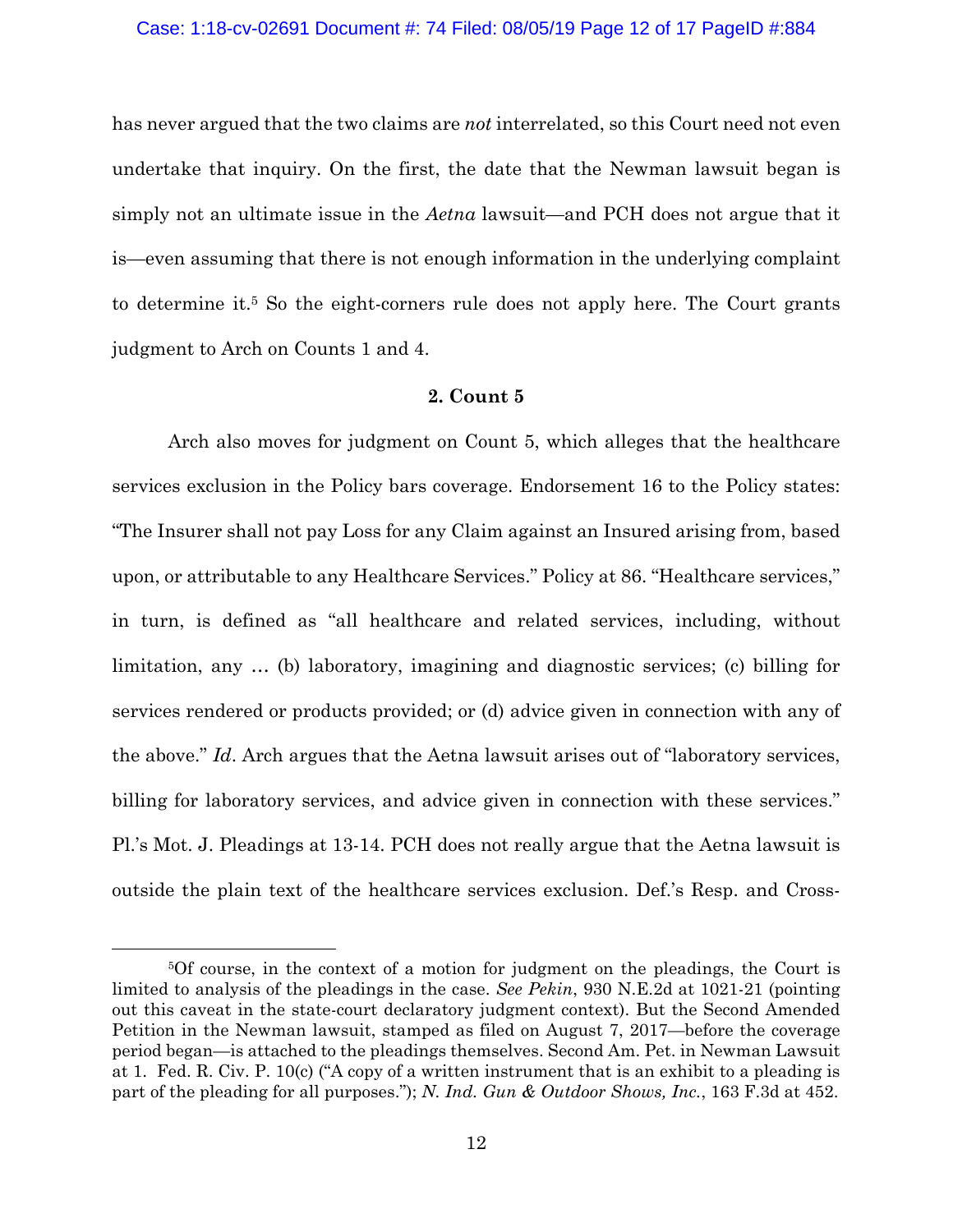has never argued that the two claims are *not* interrelated, so this Court need not even undertake that inquiry. On the first, the date that the Newman lawsuit began is simply not an ultimate issue in the *Aetna* lawsuit—and PCH does not argue that it is—even assuming that there is not enough information in the underlying complaint to determine it.[5] So the eight-corners rule does not apply here. The Court grants judgment to Arch on Counts 1 and 4.

**2. Count 5**

Arch also moves for judgment on Count 5, which alleges that the healthcare services exclusion in the Policy bars coverage. Endorsement 16 to the Policy states: "The Insurer shall not pay Loss for any Claim against an Insured arising from, based upon, or attributable to any Healthcare Services." Policy at 86. "Healthcare services," in turn, is defined as "all healthcare and related services, including, without limitation, any … (b) laboratory, imagining and diagnostic services; (c) billing for services rendered or products provided; or (d) advice given in connection with any of the above." *Id*. Arch argues that the Aetna lawsuit arises out of "laboratory services, billing for laboratory services, and advice given in connection with these services." Pl.'s Mot. J. Pleadings at 13-14. PCH does not really argue that the Aetna lawsuit is outside the plain text of the healthcare services exclusion. Def.'s Resp. and Cross-

[5] Of course, in the context of a motion for judgment on the pleadings, the Court is limited to analysis of the pleadings in the case. *See Pekin*, 930 N.E.2d at 1021-21 (pointing out this caveat in the state-court declaratory judgment context). But the Second Amended Petition in the Newman lawsuit, stamped as filed on August 7, 2017—before the coverage period began—is attached to the pleadings themselves. Second Am. Pet. in Newman Lawsuit at 1. Fed. R. Civ. P. 10(c) ("A copy of a written instrument that is an exhibit to a pleading is part of the pleading for all purposes."); *N. Ind. Gun & Outdoor Shows, Inc.*, 163 F.3d at 452.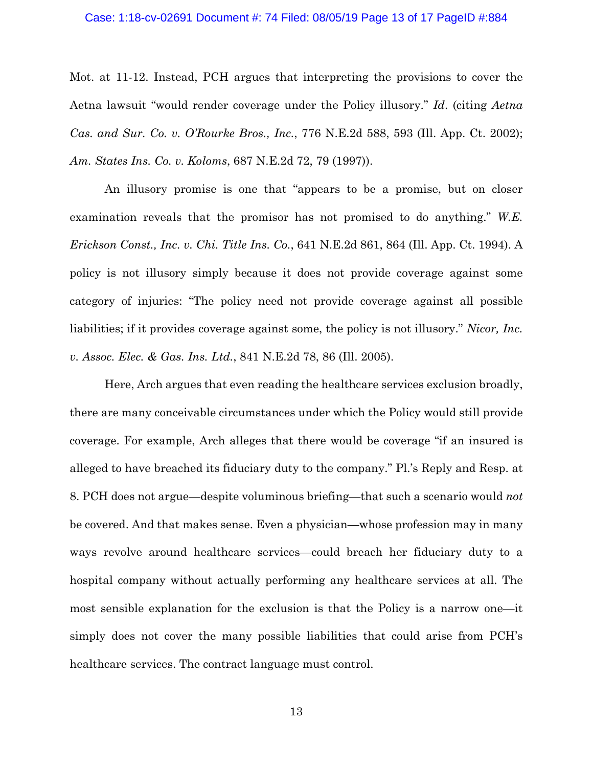Mot. at 11-12. Instead, PCH argues that interpreting the provisions to cover the Aetna lawsuit "would render coverage under the Policy illusory." *Id*. (citing *Aetna Cas. and Sur. Co. v. O'Rourke Bros., Inc.*, 776 N.E.2d 588, 593 (Ill. App. Ct. 2002); *Am. States Ins. Co. v. Koloms*, 687 N.E.2d 72, 79 (1997)).

An illusory promise is one that "appears to be a promise, but on closer examination reveals that the promisor has not promised to do anything." *W.E. Erickson Const., Inc. v. Chi. Title Ins. Co.*, 641 N.E.2d 861, 864 (Ill. App. Ct. 1994). A policy is not illusory simply because it does not provide coverage against some category of injuries: "The policy need not provide coverage against all possible liabilities; if it provides coverage against some, the policy is not illusory." *Nicor, Inc. v. Assoc. Elec. & Gas. Ins. Ltd.*, 841 N.E.2d 78, 86 (Ill. 2005).

Here, Arch argues that even reading the healthcare services exclusion broadly, there are many conceivable circumstances under which the Policy would still provide coverage. For example, Arch alleges that there would be coverage "if an insured is alleged to have breached its fiduciary duty to the company." Pl.'s Reply and Resp. at 8. PCH does not argue—despite voluminous briefing—that such a scenario would *not* be covered. And that makes sense. Even a physician—whose profession may in many ways revolve around healthcare services—could breach her fiduciary duty to a hospital company without actually performing any healthcare services at all. The most sensible explanation for the exclusion is that the Policy is a narrow one—it simply does not cover the many possible liabilities that could arise from PCH's healthcare services. The contract language must control.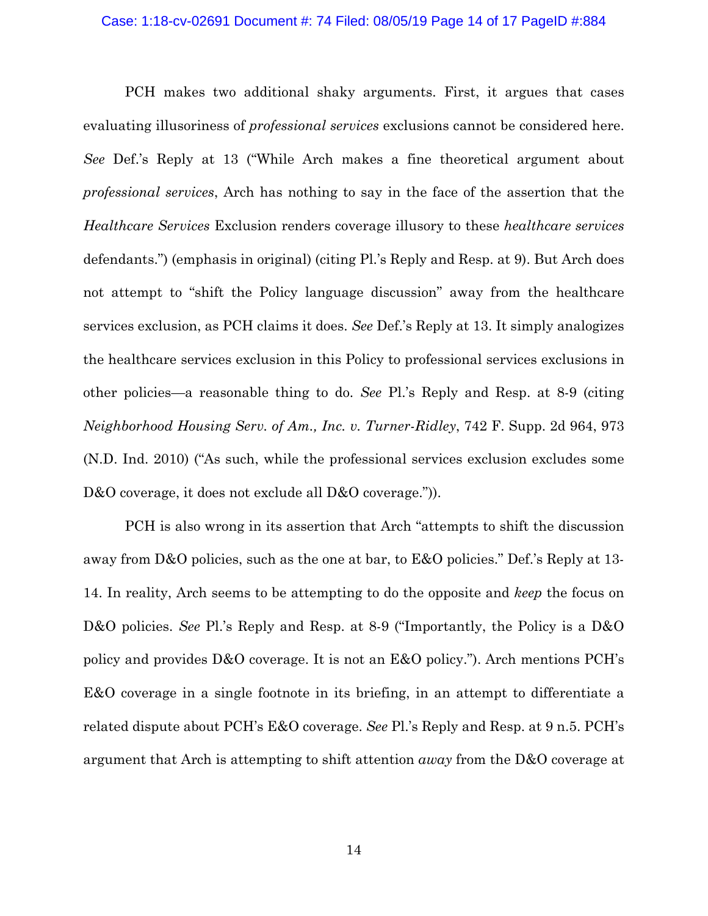PCH makes two additional shaky arguments. First, it argues that cases evaluating illusoriness of *professional services* exclusions cannot be considered here. *See* Def.'s Reply at 13 ("While Arch makes a fine theoretical argument about *professional services*, Arch has nothing to say in the face of the assertion that the *Healthcare Services* Exclusion renders coverage illusory to these *healthcare services* defendants.") (emphasis in original) (citing Pl.'s Reply and Resp. at 9). But Arch does not attempt to "shift the Policy language discussion" away from the healthcare services exclusion, as PCH claims it does. *See* Def.'s Reply at 13. It simply analogizes the healthcare services exclusion in this Policy to professional services exclusions in other policies—a reasonable thing to do. *See* Pl.'s Reply and Resp. at 8-9 (citing *Neighborhood Housing Serv. of Am., Inc. v. Turner-Ridley*, 742 F. Supp. 2d 964, 973 (N.D. Ind. 2010) ("As such, while the professional services exclusion excludes some D&O coverage, it does not exclude all D&O coverage.")).

PCH is also wrong in its assertion that Arch "attempts to shift the discussion away from D&O policies, such as the one at bar, to E&O policies." Def.'s Reply at 13-14. In reality, Arch seems to be attempting to do the opposite and *keep* the focus on D&O policies. *See* Pl.'s Reply and Resp. at 8-9 ("Importantly, the Policy is a D&O policy and provides D&O coverage. It is not an E&O policy."). Arch mentions PCH's E&O coverage in a single footnote in its briefing, in an attempt to differentiate a related dispute about PCH's E&O coverage. *See* Pl.'s Reply and Resp. at 9 n.5. PCH's argument that Arch is attempting to shift attention *away* from the D&O coverage at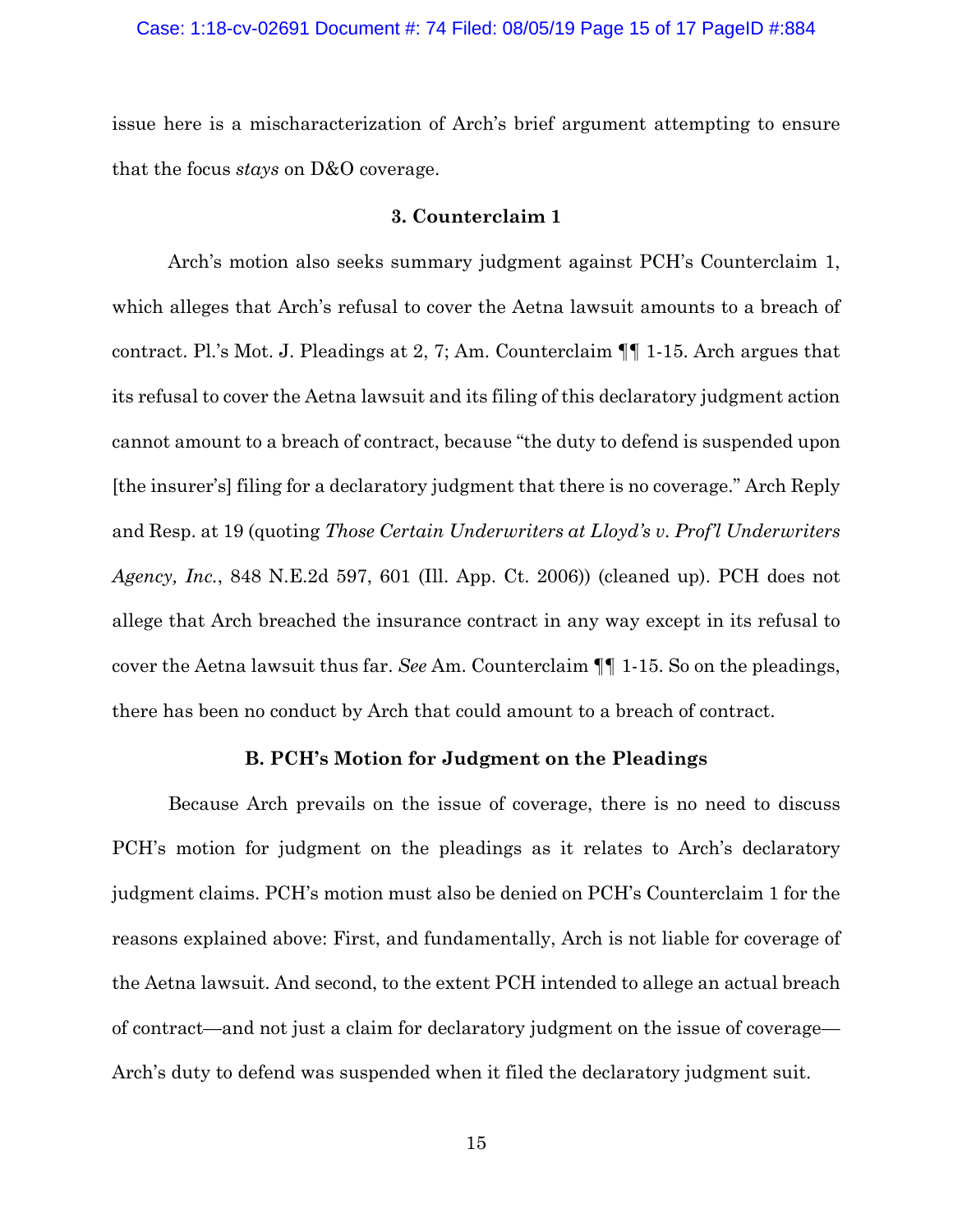issue here is a mischaracterization of Arch's brief argument attempting to ensure that the focus *stays* on D&O coverage.

**3. Counterclaim 1**

Arch's motion also seeks summary judgment against PCH's Counterclaim 1, which alleges that Arch's refusal to cover the Aetna lawsuit amounts to a breach of contract. Pl.'s Mot. J. Pleadings at 2, 7; Am. Counterclaim ¶¶ 1-15. Arch argues that its refusal to cover the Aetna lawsuit and its filing of this declaratory judgment action cannot amount to a breach of contract, because "the duty to defend is suspended upon [the insurer's] filing for a declaratory judgment that there is no coverage." Arch Reply and Resp. at 19 (quoting *Those Certain Underwriters at Lloyd's v. Prof'l Underwriters Agency, Inc.*, 848 N.E.2d 597, 601 (Ill. App. Ct. 2006)) (cleaned up). PCH does not allege that Arch breached the insurance contract in any way except in its refusal to cover the Aetna lawsuit thus far. *See* Am. Counterclaim ¶¶ 1-15. So on the pleadings, there has been no conduct by Arch that could amount to a breach of contract.

**B. PCH's Motion for Judgment on the Pleadings**

Because Arch prevails on the issue of coverage, there is no need to discuss PCH's motion for judgment on the pleadings as it relates to Arch's declaratory judgment claims. PCH's motion must also be denied on PCH's Counterclaim 1 for the reasons explained above: First, and fundamentally, Arch is not liable for coverage of the Aetna lawsuit. And second, to the extent PCH intended to allege an actual breach of contract—and not just a claim for declaratory judgment on the issue of coverage—Arch's duty to defend was suspended when it filed the declaratory judgment suit.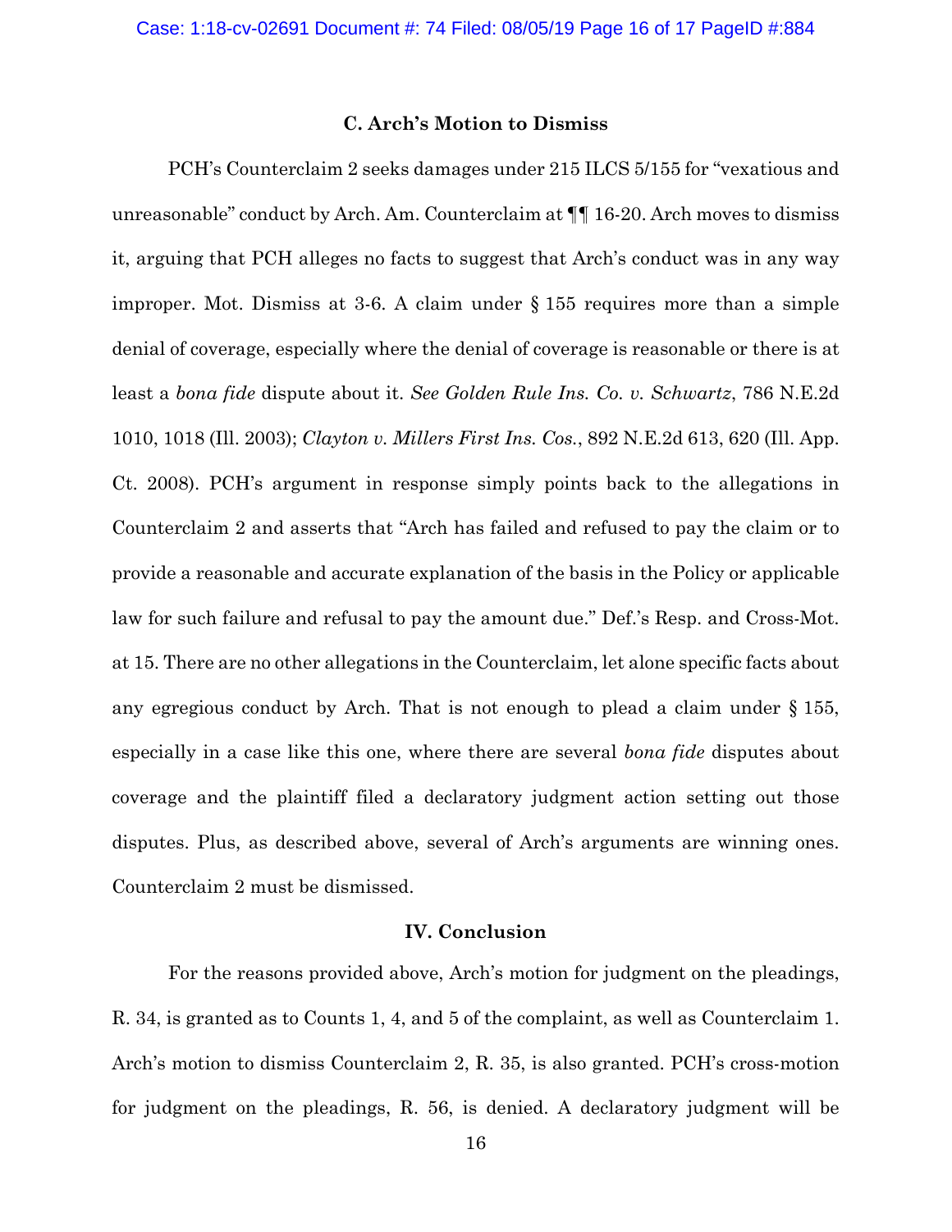### C. Arch's Motion to Dismiss

PCH's Counterclaim 2 seeks damages under 215 ILCS 5/155 for "vexatious and unreasonable" conduct by Arch. Am. Counterclaim at ¶¶ 16-20. Arch moves to dismiss it, arguing that PCH alleges no facts to suggest that Arch's conduct was in any way improper. Mot. Dismiss at 3-6. A claim under § 155 requires more than a simple denial of coverage, especially where the denial of coverage is reasonable or there is at least a *bona fide* dispute about it. *See Golden Rule Ins. Co. v. Schwartz*, 786 N.E.2d 1010, 1018 (Ill. 2003); *Clayton v. Millers First Ins. Cos.*, 892 N.E.2d 613, 620 (Ill. App. Ct. 2008). PCH's argument in response simply points back to the allegations in Counterclaim 2 and asserts that "Arch has failed and refused to pay the claim or to provide a reasonable and accurate explanation of the basis in the Policy or applicable law for such failure and refusal to pay the amount due." Def.'s Resp. and Cross-Mot. at 15. There are no other allegations in the Counterclaim, let alone specific facts about any egregious conduct by Arch. That is not enough to plead a claim under § 155, especially in a case like this one, where there are several *bona fide* disputes about coverage and the plaintiff filed a declaratory judgment action setting out those disputes. Plus, as described above, several of Arch's arguments are winning ones. Counterclaim 2 must be dismissed.

### IV. Conclusion

For the reasons provided above, Arch's motion for judgment on the pleadings, R. 34, is granted as to Counts 1, 4, and 5 of the complaint, as well as Counterclaim 1. Arch's motion to dismiss Counterclaim 2, R. 35, is also granted. PCH's cross-motion for judgment on the pleadings, R. 56, is denied. A declaratory judgment will be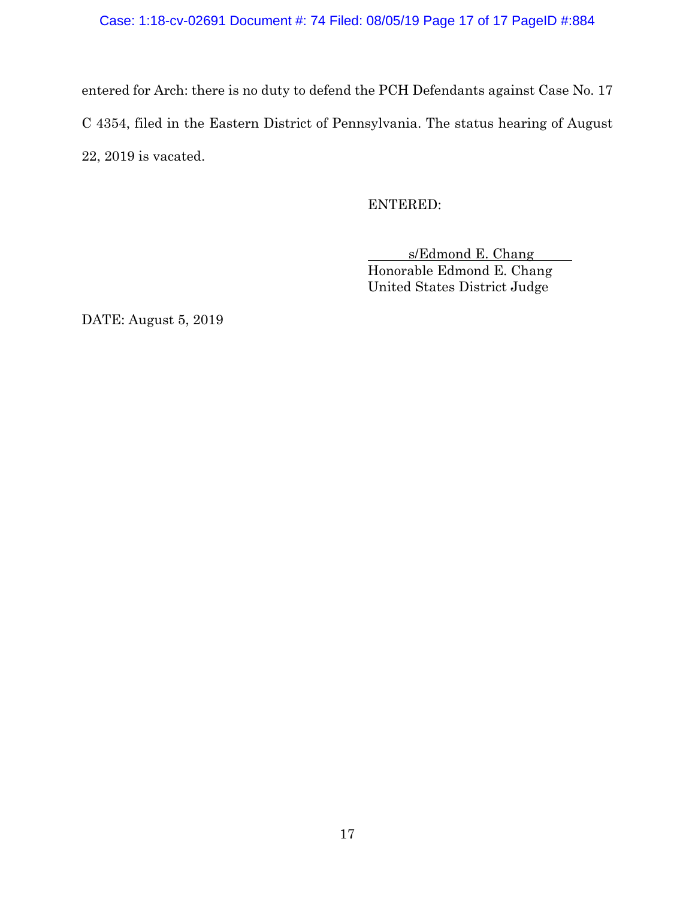entered for Arch: there is no duty to defend the PCH Defendants against Case No. 17 C 4354, filed in the Eastern District of Pennsylvania. The status hearing of August 22, 2019 is vacated.

ENTERED:

s/Edmond E. Chang
Honorable Edmond E. Chang
United States District Judge

DATE: August 5, 2019